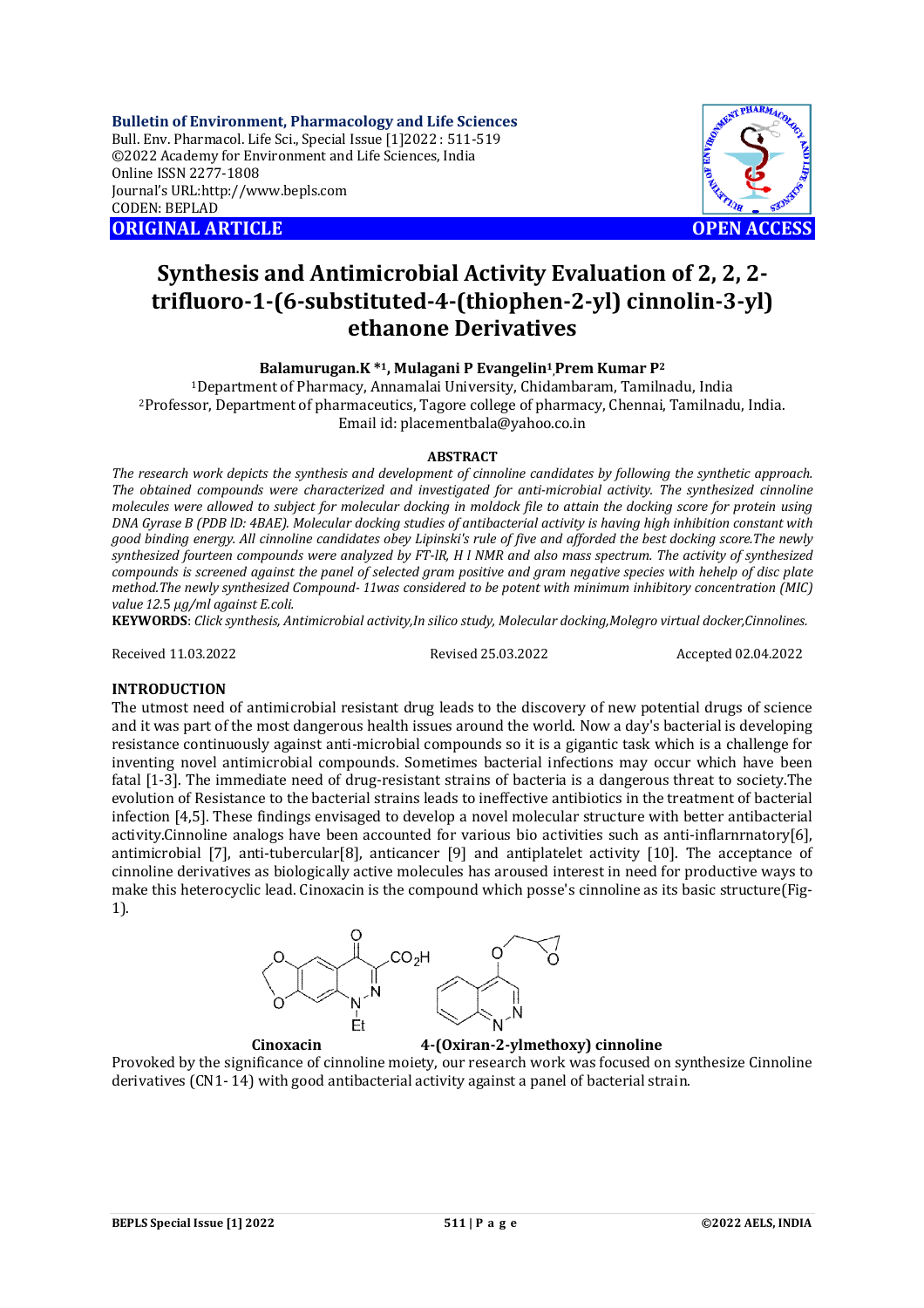**Bulletin of Environment, Pharmacology and Life Sciences**
Bull. Env. Pharmacol. Life Sci., Special Issue [1]2022 : 511-519
©2022 Academy for Environment and Life Sciences, India
Online ISSN 2277-1808
Journal's URL:http://www.bepls.com
CODEN: BEPLAD

**ORIGINAL ARTICLE** **OPEN ACCESS**

# Synthesis and Antimicrobial Activity Evaluation of 2, 2, 2-trifluoro-1-(6-substituted-4-(thiophen-2-yl) cinnolin-3-yl) ethanone Derivatives

**Balamurugan.K \*[1], Mulagani P Evangelin[1], Prem Kumar P[2]**

[1]Department of Pharmacy, Annamalai University, Chidambaram, Tamilnadu, India
[2]Professor, Department of pharmaceutics, Tagore college of pharmacy, Chennai, Tamilnadu, India.
Email id: placementbala@yahoo.co.in

## ABSTRACT

*The research work depicts the synthesis and development of cinnoline candidates by following the synthetic approach. The obtained compounds were characterized and investigated for anti-microbial activity. The synthesized cinnoline molecules were allowed to subject for molecular docking in moldock file to attain the docking score for protein using DNA Gyrase B (PDB ID: 4BAE). Molecular docking studies of antibacterial activity is having high inhibition constant with good binding energy. All cinnoline candidates obey Lipinski's rule of five and afforded the best docking score.The newly synthesized fourteen compounds were analyzed by FT-IR, H I NMR and also mass spectrum. The activity of synthesized compounds is screened against the panel of selected gram positive and gram negative species with hehelp of disc plate method.The newly synthesized Compound- 11was considered to be potent with minimum inhibitory concentration (MIC) value 12.5 μg/ml against E.coli.*

**KEYWORDS**: *Click synthesis, Antimicrobial activity,In silico study, Molecular docking,Molegro virtual docker,Cinnolines.*

Received 11.03.2022 Revised 25.03.2022 Accepted 02.04.2022

## INTRODUCTION

The utmost need of antimicrobial resistant drug leads to the discovery of new potential drugs of science and it was part of the most dangerous health issues around the world. Now a day's bacterial is developing resistance continuously against anti-microbial compounds so it is a gigantic task which is a challenge for inventing novel antimicrobial compounds. Sometimes bacterial infections may occur which have been fatal [1-3]. The immediate need of drug-resistant strains of bacteria is a dangerous threat to society.The evolution of Resistance to the bacterial strains leads to ineffective antibiotics in the treatment of bacterial infection [4,5]. These findings envisaged to develop a novel molecular structure with better antibacterial activity.Cinnoline analogs have been accounted for various bio activities such as anti-inflarnrnatory[6], antimicrobial [7], anti-tubercular[8], anticancer [9] and antiplatelet activity [10]. The acceptance of cinnoline derivatives as biologically active molecules has aroused interest in need for productive ways to make this heterocyclic lead. Cinoxacin is the compound which posse's cinnoline as its basic structure(Fig-1).

**Cinoxacin** **4-(Oxiran-2-ylmethoxy) cinnoline**

Provoked by the significance of cinnoline moiety, our research work was focused on synthesize Cinnoline derivatives (CN1- 14) with good antibacterial activity against a panel of bacterial strain.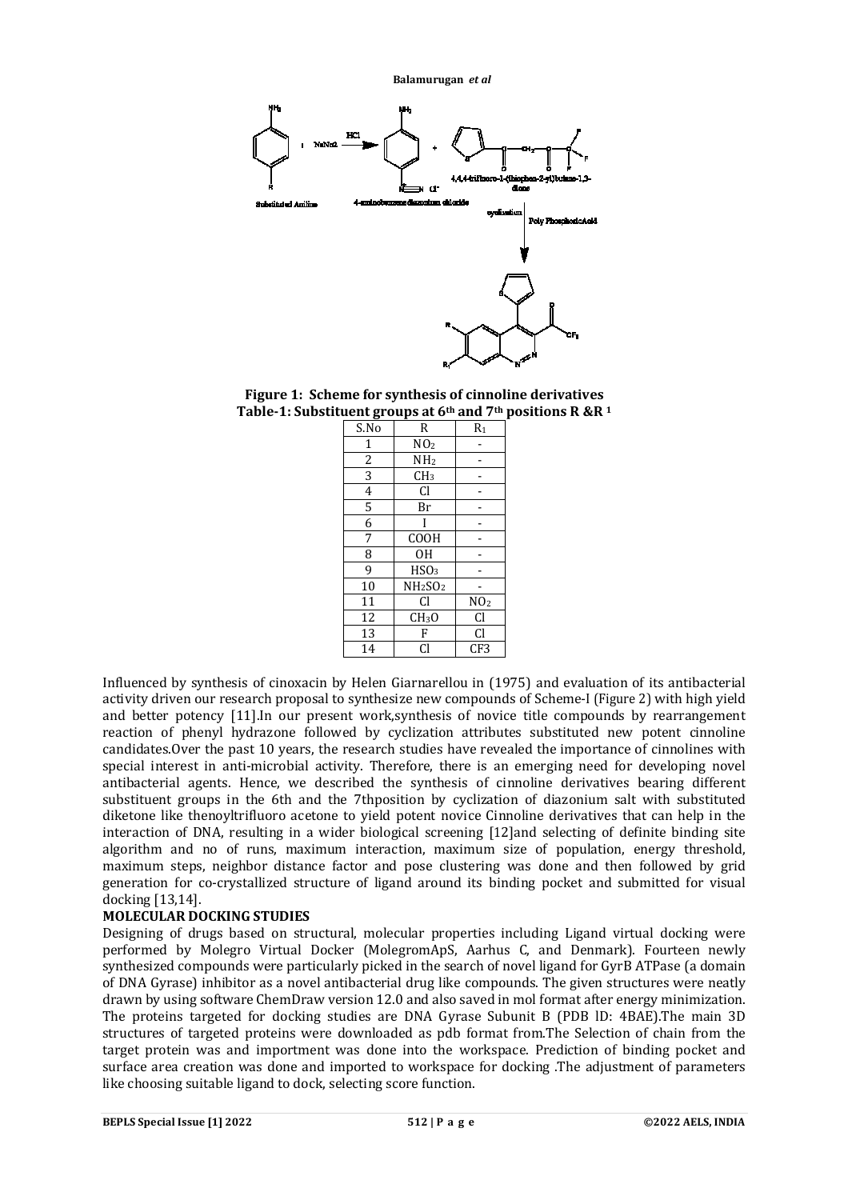**Figure 1: Scheme for synthesis of cinnoline derivatives**

**Table-1: Substituent groups at 6th and 7th positions R &R 1**

| S.No | R | $R_1$ |
|---|---|---|
| 1 | $NO_2$ | - |
| 2 | $NH_2$ | - |
| 3 | $CH_3$ | - |
| 4 | Cl | - |
| 5 | Br | - |
| 6 | I | - |
| 7 | COOH | - |
| 8 | OH | - |
| 9 | $HSO_3$ | - |
| 10 | $NH_2SO_2$ | - |
| 11 | Cl | $NO_2$ |
| 12 | $CH_3O$ | Cl |
| 13 | F | Cl |
| 14 | Cl | CF3 |

Influenced by synthesis of cinoxacin by Helen Giarnarellou in (1975) and evaluation of its antibacterial activity driven our research proposal to synthesize new compounds of Scheme-I (Figure 2) with high yield and better potency [11].In our present work,synthesis of novice title compounds by rearrangement reaction of phenyl hydrazone followed by cyclization attributes substituted new potent cinnoline candidates.Over the past 10 years, the research studies have revealed the importance of cinnolines with special interest in anti-microbial activity. Therefore, there is an emerging need for developing novel antibacterial agents. Hence, we described the synthesis of cinnoline derivatives bearing different substituent groups in the 6th and the 7thposition by cyclization of diazonium salt with substituted diketone like thenoyltrifluoro acetone to yield potent novice Cinnoline derivatives that can help in the interaction of DNA, resulting in a wider biological screening [12]and selecting of definite binding site algorithm and no of runs, maximum interaction, maximum size of population, energy threshold, maximum steps, neighbor distance factor and pose clustering was done and then followed by grid generation for co-crystallized structure of ligand around its binding pocket and submitted for visual docking [13,14].

**MOLECULAR DOCKING STUDIES**

Designing of drugs based on structural, molecular properties including Ligand virtual docking were performed by Molegro Virtual Docker (MolegromApS, Aarhus C, and Denmark). Fourteen newly synthesized compounds were particularly picked in the search of novel ligand for GyrB ATPase (a domain of DNA Gyrase) inhibitor as a novel antibacterial drug like compounds. The given structures were neatly drawn by using software ChemDraw version 12.0 and also saved in mol format after energy minimization. The proteins targeted for docking studies are DNA Gyrase Subunit B (PDB lD: 4BAE).The main 3D structures of targeted proteins were downloaded as pdb format from.The Selection of chain from the target protein was and importment was done into the workspace. Prediction of binding pocket and surface area creation was done and imported to workspace for docking .The adjustment of parameters like choosing suitable ligand to dock, selecting score function.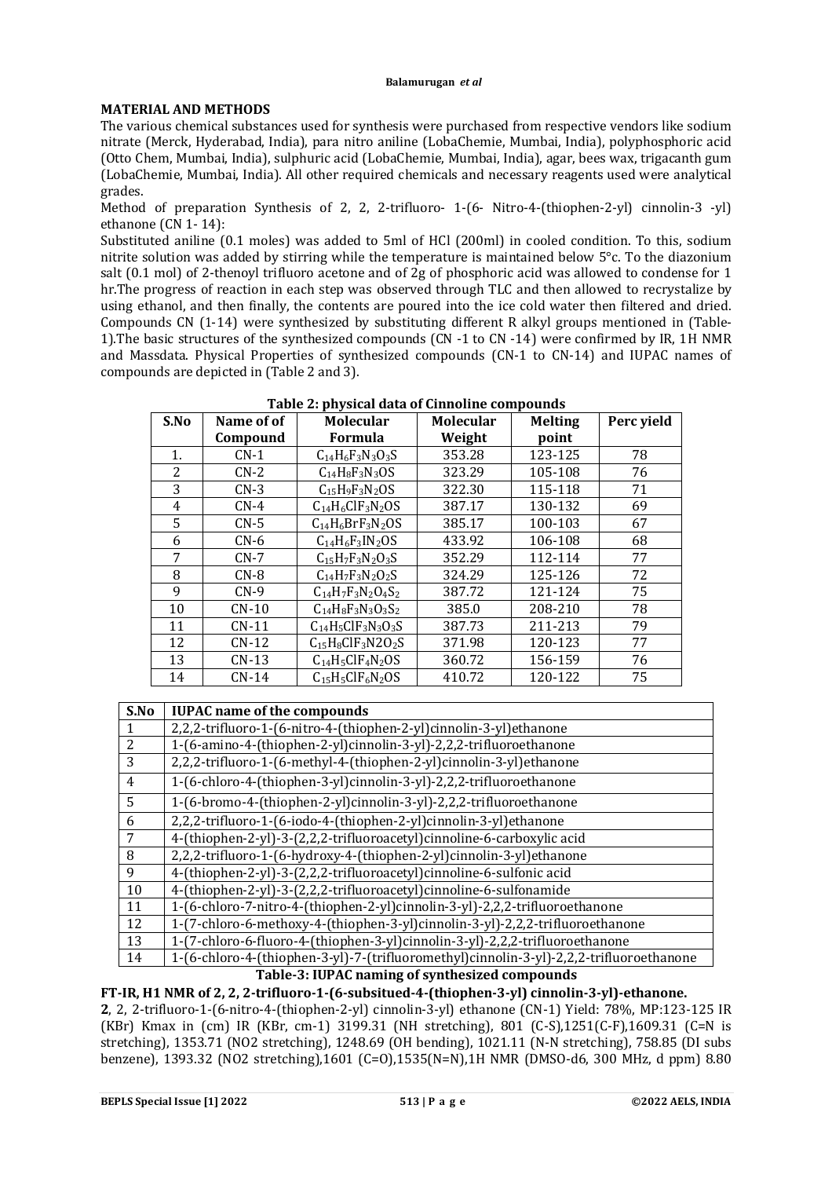## MATERIAL AND METHODS

The various chemical substances used for synthesis were purchased from respective vendors like sodium nitrate (Merck, Hyderabad, India), para nitro aniline (LobaChemie, Mumbai, India), polyphosphoric acid (Otto Chem, Mumbai, India), sulphuric acid (LobaChemie, Mumbai, India), agar, bees wax, trigacanth gum (LobaChemie, Mumbai, India). All other required chemicals and necessary reagents used were analytical grades.

Method of preparation Synthesis of 2, 2, 2-trifluoro- 1-(6- Nitro-4-(thiophen-2-yl) cinnolin-3 -yl) ethanone (CN 1- 14):

Substituted aniline (0.1 moles) was added to 5ml of HCl (200ml) in cooled condition. To this, sodium nitrite solution was added by stirring while the temperature is maintained below 5°c. To the diazonium salt (0.1 mol) of 2-thenoyl trifluoro acetone and of 2g of phosphoric acid was allowed to condense for 1 hr.The progress of reaction in each step was observed through TLC and then allowed to recrystalize by using ethanol, and then finally, the contents are poured into the ice cold water then filtered and dried. Compounds CN (1-14) were synthesized by substituting different R alkyl groups mentioned in (Table-1).The basic structures of the synthesized compounds (CN -1 to CN -14) were confirmed by IR, 1H NMR and Massdata. Physical Properties of synthesized compounds (CN-1 to CN-14) and IUPAC names of compounds are depicted in (Table 2 and 3).

**Table 2: physical data of Cinnoline compounds**

| S.No | Name of Compound | Molecular Formula | Molecular Weight | Melting point | Perc yield |
|---|---|---|---|---|---|
| 1. | CN-1 | $C_{14}H_6F_3N_3O_3S$ | 353.28 | 123-125 | 78 |
| 2 | CN-2 | $C_{14}H_8F_3N_3OS$ | 323.29 | 105-108 | 76 |
| 3 | CN-3 | $C_{15}H_9F_3N_2OS$ | 322.30 | 115-118 | 71 |
| 4 | CN-4 | $C_{14}H_6ClF_3N_2OS$ | 387.17 | 130-132 | 69 |
| 5 | CN-5 | $C_{14}H_6BrF_3N_2OS$ | 385.17 | 100-103 | 67 |
| 6 | CN-6 | $C_{14}H_6F_3IN_2OS$ | 433.92 | 106-108 | 68 |
| 7 | CN-7 | $C_{15}H_7F_3N_2O_3S$ | 352.29 | 112-114 | 77 |
| 8 | CN-8 | $C_{14}H_7F_3N_2O_2S$ | 324.29 | 125-126 | 72 |
| 9 | CN-9 | $C_{14}H_7F_3N_2O_4S_2$ | 387.72 | 121-124 | 75 |
| 10 | CN-10 | $C_{14}H_8F_3N_3O_3S_2$ | 385.0 | 208-210 | 78 |
| 11 | CN-11 | $C_{14}H_5ClF_3N_3O_3S$ | 387.73 | 211-213 | 79 |
| 12 | CN-12 | $C_{15}H_8ClF_3N2O_2S$ | 371.98 | 120-123 | 77 |
| 13 | CN-13 | $C_{14}H_5ClF_4N_2OS$ | 360.72 | 156-159 | 76 |
| 14 | CN-14 | $C_{15}H_5ClF_6N_2OS$ | 410.72 | 120-122 | 75 |

| S.No | IUPAC name of the compounds |
|---|---|
| 1 | 2,2,2-trifluoro-1-(6-nitro-4-(thiophen-2-yl)cinnolin-3-yl)ethanone |
| 2 | 1-(6-amino-4-(thiophen-2-yl)cinnolin-3-yl)-2,2,2-trifluoroethanone |
| 3 | 2,2,2-trifluoro-1-(6-methyl-4-(thiophen-2-yl)cinnolin-3-yl)ethanone |
| 4 | 1-(6-chloro-4-(thiophen-3-yl)cinnolin-3-yl)-2,2,2-trifluoroethanone |
| 5 | 1-(6-bromo-4-(thiophen-2-yl)cinnolin-3-yl)-2,2,2-trifluoroethanone |
| 6 | 2,2,2-trifluoro-1-(6-iodo-4-(thiophen-2-yl)cinnolin-3-yl)ethanone |
| 7 | 4-(thiophen-2-yl)-3-(2,2,2-trifluoroacetyl)cinnoline-6-carboxylic acid |
| 8 | 2,2,2-trifluoro-1-(6-hydroxy-4-(thiophen-2-yl)cinnolin-3-yl)ethanone |
| 9 | 4-(thiophen-2-yl)-3-(2,2,2-trifluoroacetyl)cinnoline-6-sulfonic acid |
| 10 | 4-(thiophen-2-yl)-3-(2,2,2-trifluoroacetyl)cinnoline-6-sulfonamide |
| 11 | 1-(6-chloro-7-nitro-4-(thiophen-2-yl)cinnolin-3-yl)-2,2,2-trifluoroethanone |
| 12 | 1-(7-chloro-6-methoxy-4-(thiophen-3-yl)cinnolin-3-yl)-2,2,2-trifluoroethanone |
| 13 | 1-(7-chloro-6-fluoro-4-(thiophen-3-yl)cinnolin-3-yl)-2,2,2-trifluoroethanone |
| 14 | 1-(6-chloro-4-(thiophen-3-yl)-7-(trifluoromethyl)cinnolin-3-yl)-2,2,2-trifluoroethanone |

**Table-3: IUPAC naming of synthesized compounds**

**FT-IR, H1 NMR of 2, 2, 2-trifluoro-1-(6-subsitued-4-(thiophen-3-yl) cinnolin-3-yl)-ethanone.**

**2**, 2, 2-trifluoro-1-(6-nitro-4-(thiophen-2-yl) cinnolin-3-yl) ethanone (CN-1) Yield: 78%, MP:123-125 IR (KBr) Kmax in (cm) IR (KBr, cm-1) 3199.31 (NH stretching), 801 (C-S),1251(C-F),1609.31 (C=N is stretching), 1353.71 ($NO_2$ stretching), 1248.69 (OH bending), 1021.11 (N-N stretching), 758.85 (DI subs benzene), 1393.32 ($NO_2$ stretching),1601 (C=O),1535(N=N),1H NMR (DMSO-d6, 300 MHz, d ppm) 8.80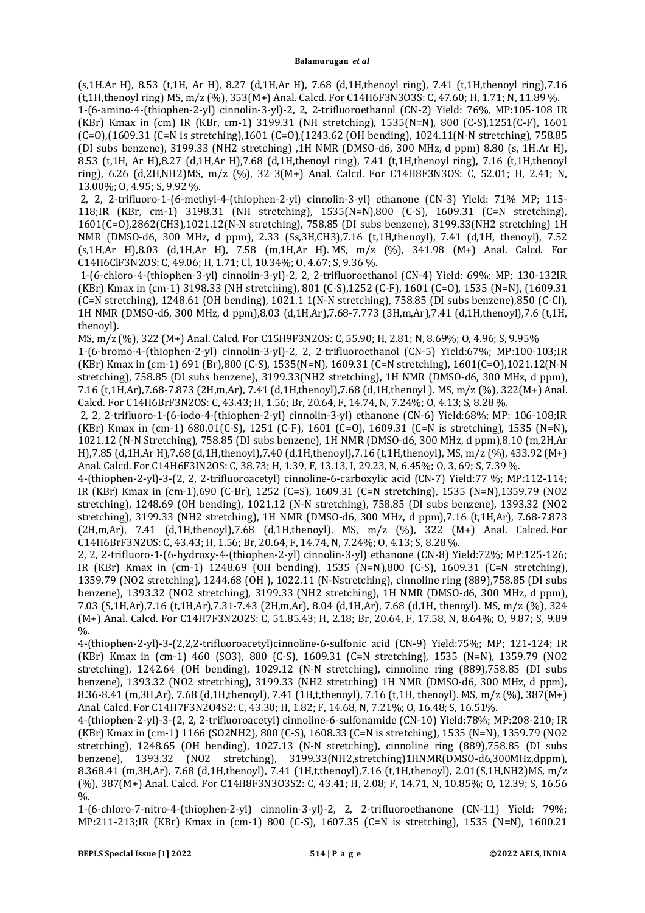(s,1H.Ar H), 8.53 (t,1H, Ar H), 8.27 (d,1H,Ar H), 7.68 (d,1H,thenoyl ring), 7.41 (t,1H,thenoyl ring),7.16 (t,1H,thenoyl ring) MS, m/z (%), 353(M+) Anal. Calcd. For $C_{14}H_6F_3N_3O_3S$: C, 47.60; H, 1.71; N, 11.89 %.

1-(6-amino-4-(thiophen-2-yl) cinnolin-3-yl)-2, 2, 2-trifluoroethanol (CN-2) Yield: 76%, MP:105-108 IR (KBr) Kmax in (cm) IR (KBr, cm-1) 3199.31 (NH stretching), 1535(N=N), 800 (C-S),1251(C-F), 1601 (C=O),(1609.31 (C=N is stretching),1601 (C=O),(1243.62 (OH bending), 1024.11(N-N stretching), 758.85 (DI subs benzene), 3199.33 (NH2 stretching) ,1H NMR (DMSO-d6, 300 MHz, d ppm) 8.80 (s, 1H.Ar H), 8.53 (t,1H, Ar H),8.27 (d,1H,Ar H),7.68 (d,1H,thenoyl ring), 7.41 (t,1H,thenoyl ring), 7.16 (t,1H,thenoyl ring), 6.26 (d,2H,NH2)MS, m/z (%), 32 3(M+) Anal. Calcd. For $C_{14}H_8F_3N_3OS$: C, 52.01; H, 2.41; N, 13.00%; O, 4.95; S, 9.92 %.

2, 2, 2-trifluoro-1-(6-methyl-4-(thiophen-2-yl) cinnolin-3-yl) ethanone (CN-3) Yield: 71% MP; 115-118;IR (KBr, cm-1) 3198.31 (NH stretching), 1535(N=N),800 (C-S), 1609.31 (C=N stretching), 1601(C=O),2862(CH3),1021.12(N-N stretching), 758.85 (DI subs benzene), 3199.33(NH2 stretching) 1H NMR (DMSO-d6, 300 MHz, d ppm), 2.33 (Ss,3H,CH3),7.16 (t,1H,thenoyl), 7.41 (d,1H, thenoyl), 7.52 (s,1H,Ar H),8.03 (d,1H,Ar H), 7.58 (m,1H,Ar H). MS, m/z (%), 341.98 (M+) Anal. Calcd. For $C_{14}H_6ClF_3N_2OS$: C, 49.06; H, 1.71; Cl, 10.34%; O, 4.67; S, 9.36 %.

1-(6-chloro-4-(thiophen-3-yl) cinnolin-3-yl)-2, 2, 2-trifluoroethanol (CN-4) Yield: 69%; MP; 130-132IR (KBr) Kmax in (cm-1) 3198.33 (NH stretching), 801 (C-S),1252 (C-F), 1601 (C=O), 1535 (N=N), (1609.31 (C=N stretching), 1248.61 (OH bending), 1021.1 1(N-N stretching), 758.85 (DI subs benzene),850 (C-Cl), 1H NMR (DMSO-d6, 300 MHz, d ppm),8.03 (d,1H,Ar),7.68-7.773 (3H,m,Ar),7.41 (d,1H,thenoyl),7.6 (t,1H, thenoyl).

MS, m/z (%), 322 (M+) Anal. Calcd. For $C_{15}H_9F_3N_2OS$: C, 55.90; H, 2.81; N, 8.69%; O, 4.96; S, 9.95%

1-(6-bromo-4-(thiophen-2-yl) cinnolin-3-yl)-2, 2, 2-trifluoroethanol (CN-5) Yield:67%; MP:100-103;IR (KBr) Kmax in (cm-1) 691 (Br),800 (C-S), 1535(N=N), 1609.31 (C=N stretching), 1601(C=O),1021.12(N-N stretching), 758.85 (DI subs benzene), 3199.33(NH2 stretching), 1H NMR (DMSO-d6, 300 MHz, d ppm), 7.16 (t,1H,Ar),7.68-7.873 (2H,m,Ar), 7.41 (d,1H,thenoyl),7.68 (d,1H,thenoyl ). MS, m/z (%), 322(M+) Anal. Calcd. For $C_{14}H_6BrF_3N_2OS$: C, 43.43; H, 1.56; Br, 20.64, F, 14.74, N, 7.24%; O, 4.13; S, 8.28 %.

2, 2, 2-trifluoro-1-(6-iodo-4-(thiophen-2-yl) cinnolin-3-yl) ethanone (CN-6) Yield:68%; MP: 106-108;IR (KBr) Kmax in (cm-1) 680.01(C-S), 1251 (C-F), 1601 (C=O), 1609.31 (C=N is stretching), 1535 (N=N), 1021.12 (N-N Stretching), 758.85 (DI subs benzene), 1H NMR (DMSO-d6, 300 MHz, d ppm),8.10 (m,2H,Ar H),7.85 (d,1H,Ar H),7.68 (d,1H,thenoyl),7.40 (d,1H,thenoyl),7.16 (t,1H,thenoyl), MS, m/z (%), 433.92 (M+) Anal. Calcd. For $C_{14}H_6F_3IN_2OS$: C, 38.73; H, 1.39, F, 13.13, I, 29.23, N, 6.45%; O, 3, 69; S, 7.39 %.

4-(thiophen-2-yl)-3-(2, 2, 2-trifluoroacetyl) cinnoline-6-carboxylic acid (CN-7) Yield:77 %; MP:112-114; IR (KBr) Kmax in (cm-1),690 (C-Br), 1252 (C=S), 1609.31 (C=N stretching), 1535 (N=N),1359.79 (NO2 stretching), 1248.69 (OH bending), 1021.12 (N-N stretching), 758.85 (DI subs benzene), 1393.32 (NO2 stretching), 3199.33 (NH2 stretching), 1H NMR (DMSO-d6, 300 MHz, d ppm),7.16 (t,1H,Ar), 7.68-7.873 (2H,m,Ar), 7.41 (d,1H,thenoyl),7.68 (d,1H,thenoyl). MS, m/z (%), 322 (M+) Anal. Calced. For $C_{14}H_6BrF_3N_2OS$: C, 43.43; H, 1.56; Br, 20.64, F, 14.74, N, 7.24%; O, 4.13; S, 8.28 %.

2, 2, 2-trifluoro-1-(6-hydroxy-4-(thiophen-2-yl) cinnolin-3-yl) ethanone (CN-8) Yield:72%; MP:125-126; IR (KBr) Kmax in (cm-1) 1248.69 (OH bending), 1535 (N=N),800 (C-S), 1609.31 (C=N stretching), 1359.79 (NO2 stretching), 1244.68 (OH ), 1022.11 (N-Nstretching), cinnoline ring (889),758.85 (DI subs benzene), 1393.32 (NO2 stretching), 3199.33 (NH2 stretching), 1H NMR (DMSO-d6, 300 MHz, d ppm), 7.03 (S,1H,Ar),7.16 (t,1H,Ar),7.31-7.43 (2H,m,Ar), 8.04 (d,1H,Ar), 7.68 (d,1H, thenoyl). MS, m/z (%), 324 (M+) Anal. Calcd. For $C_{14}H_7F_3N_2O_2S$: C, 51.85.43; H, 2.18; Br, 20.64, F, 17.58, N, 8.64%; O, 9.87; S, 9.89 %.

4-(thiophen-2-yl)-3-(2,2,2-trifluoroacetyl)cinnoline-6-sulfonic acid (CN-9) Yield:75%; MP; 121-124; IR (KBr) Kmax in (cm-1) 460 (SO3), 800 (C-S), 1609.31 (C=N stretching), 1535 (N=N), 1359.79 (NO2 stretching), 1242.64 (OH bending), 1029.12 (N-N stretching), cinnoline ring (889),758.85 (DI subs benzene), 1393.32 (NO2 stretching), 3199.33 (NH2 stretching) 1H NMR (DMSO-d6, 300 MHz, d ppm), 8.36-8.41 (m,3H,Ar), 7.68 (d,1H,thenoyl), 7.41 (1H,t,thenoyl), 7.16 (t,1H, thenoyl). MS, m/z (%), 387(M+) Anal. Calcd. For $C_{14}H_7F_3N_2O_4S_2$: C, 43.30; H, 1.82; F, 14.68, N, 7.21%; O, 16.48; S, 16.51%.

4-(thiophen-2-yl)-3-(2, 2, 2-trifluoroacetyl) cinnoline-6-sulfonamide (CN-10) Yield:78%; MP:208-210; IR (KBr) Kmax in (cm-1) 1166 (SO2NH2), 800 (C-S), 1608.33 (C=N is stretching), 1535 (N=N), 1359.79 (NO2 stretching), 1248.65 (OH bending), 1027.13 (N-N stretching), cinnoline ring (889),758.85 (DI subs benzene), 1393.32 (NO2 stretching), 3199.33(NH2,stretching)1HNMR(DMSO-d6,300MHz,dppm), 8.368.41 (m,3H,Ar), 7.68 (d,1H,thenoyl), 7.41 (1H,t,thenoyl),7.16 (t,1H,thenoyl), 2.01(S,1H,NH2)MS, m/z (%), 387(M+) Anal. Calcd. For $C_{14}H_8F_3N_3O_3S_2$: C, 43.41; H, 2.08; F, 14.71, N, 10.85%; O, 12.39; S, 16.56 %.

1-(6-chloro-7-nitro-4-(thiophen-2-yl) cinnolin-3-yl)-2, 2, 2-trifluoroethanone (CN-11) Yield: 79%; MP:211-213;IR (KBr) Kmax in (cm-1) 800 (C-S), 1607.35 (C=N is stretching), 1535 (N=N), 1600.21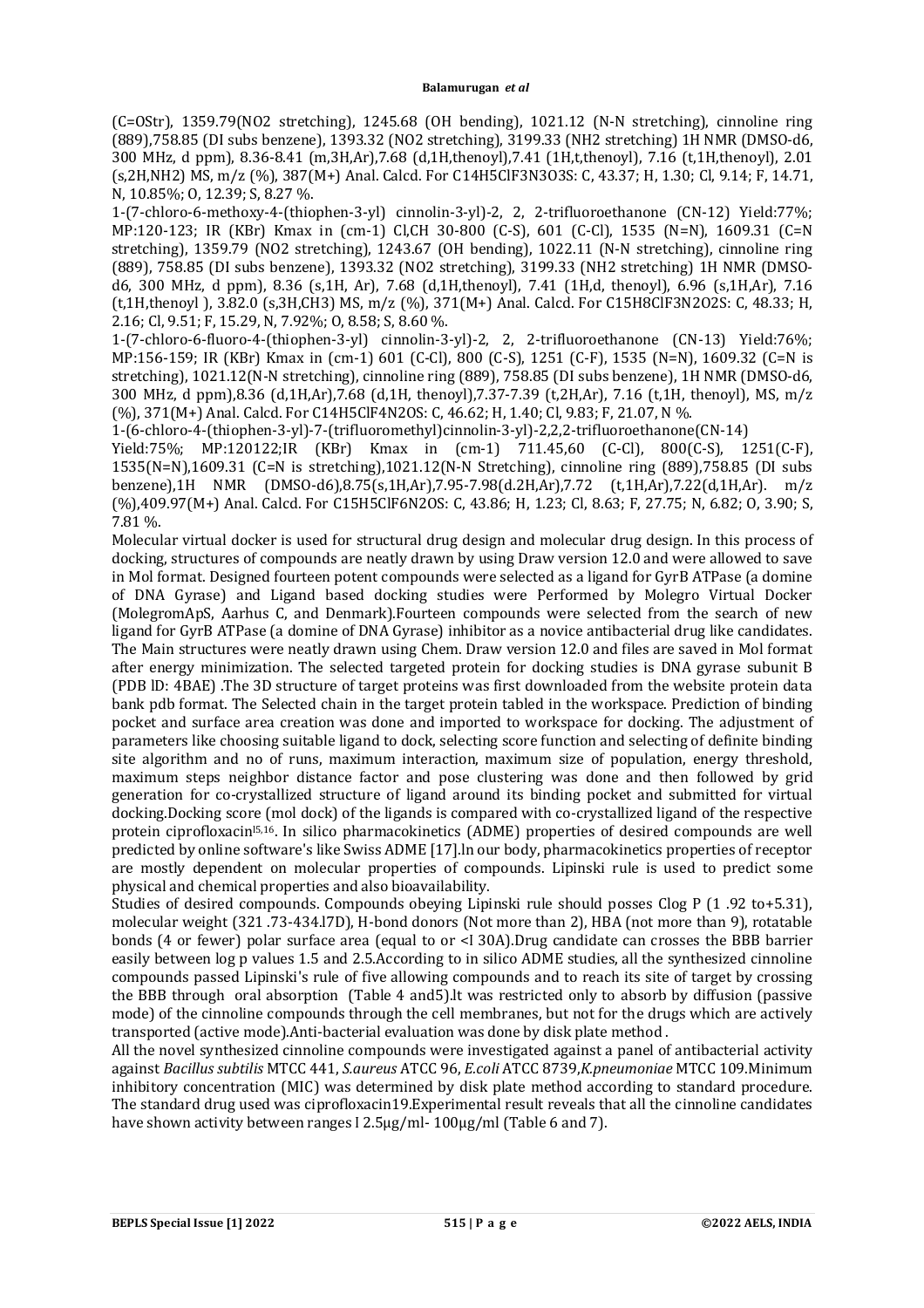(C=OStr), 1359.79(NO2 stretching), 1245.68 (OH bending), 1021.12 (N-N stretching), cinnoline ring (889),758.85 (DI subs benzene), 1393.32 (NO2 stretching), 3199.33 (NH2 stretching) 1H NMR (DMSO-d6, 300 MHz, d ppm), 8.36-8.41 (m,3H,Ar),7.68 (d,1H,thenoyl),7.41 (1H,t,thenoyl), 7.16 (t,1H,thenoyl), 2.01 (s,2H,NH2) MS, m/z (%), 387(M+) Anal. Calcd. For $C_{14}H_5ClF_3N_3O_3S$: C, 43.37; H, 1.30; Cl, 9.14; F, 14.71, N, 10.85%; O, 12.39; S, 8.27 %.

1-(7-chloro-6-methoxy-4-(thiophen-3-yl) cinnolin-3-yl)-2, 2, 2-trifluoroethanone (CN-12) Yield:77%; MP:120-123; IR (KBr) Kmax in (cm-1) Cl,CH 30-800 (C-S), 601 (C-Cl), 1535 (N=N), 1609.31 (C=N stretching), 1359.79 (NO2 stretching), 1243.67 (OH bending), 1022.11 (N-N stretching), cinnoline ring (889), 758.85 (DI subs benzene), 1393.32 (NO2 stretching), 3199.33 (NH2 stretching) 1H NMR (DMSO-d6, 300 MHz, d ppm), 8.36 (s,1H, Ar), 7.68 (d,1H,thenoyl), 7.41 (1H,d, thenoyl), 6.96 (s,1H,Ar), 7.16 (t,1H,thenoyl ), 3.82.0 (s,3H,CH3) MS, m/z (%), 371(M+) Anal. Calcd. For $C_{15}H_8ClF_3N_2O_2S$: C, 48.33; H, 2.16; Cl, 9.51; F, 15.29, N, 7.92%; O, 8.58; S, 8.60 %.

1-(7-chloro-6-fluoro-4-(thiophen-3-yl) cinnolin-3-yl)-2, 2, 2-trifluoroethanone (CN-13) Yield:76%; MP:156-159; IR (KBr) Kmax in (cm-1) 601 (C-Cl), 800 (C-S), 1251 (C-F), 1535 (N=N), 1609.32 (C=N is stretching), 1021.12(N-N stretching), cinnoline ring (889), 758.85 (DI subs benzene), 1H NMR (DMSO-d6, 300 MHz, d ppm),8.36 (d,1H,Ar),7.68 (d,1H, thenoyl),7.37-7.39 (t,2H,Ar), 7.16 (t,1H, thenoyl), MS, m/z (%), 371(M+) Anal. Calcd. For $C_{14}H_5ClF_4N_2OS$: C, 46.62; H, 1.40; Cl, 9.83; F, 21.07, N %.

1-(6-chloro-4-(thiophen-3-yl)-7-(trifluoromethyl)cinnolin-3-yl)-2,2,2-trifluoroethanone(CN-14) Yield:75%; MP:120122;IR (KBr) Kmax in (cm-1) 711.45,60 (C-Cl), 800(C-S), 1251(C-F), 1535(N=N),1609.31 (C=N is stretching),1021.12(N-N Stretching), cinnoline ring (889),758.85 (DI subs benzene),1H NMR (DMSO-d6),8.75(s,1H,Ar),7.95-7.98(d.2H,Ar),7.72 (t,1H,Ar),7.22(d,1H,Ar). m/z (%),409.97(M+) Anal. Calcd. For $C_{15}H_5ClF_6N_2OS$: C, 43.86; H, 1.23; Cl, 8.63; F, 27.75; N, 6.82; O, 3.90; S, 7.81 %.

Molecular virtual docker is used for structural drug design and molecular drug design. In this process of docking, structures of compounds are neatly drawn by using Draw version 12.0 and were allowed to save in Mol format. Designed fourteen potent compounds were selected as a ligand for GyrB ATPase (a domine of DNA Gyrase) and Ligand based docking studies were Performed by Molegro Virtual Docker (MolegromApS, Aarhus C, and Denmark).Fourteen compounds were selected from the search of new ligand for GyrB ATPase (a domine of DNA Gyrase) inhibitor as a novice antibacterial drug like candidates. The Main structures were neatly drawn using Chem. Draw version 12.0 and files are saved in Mol format after energy minimization. The selected targeted protein for docking studies is DNA gyrase subunit B (PDB lD: 4BAE) .The 3D structure of target proteins was first downloaded from the website protein data bank pdb format. The Selected chain in the target protein tabled in the workspace. Prediction of binding pocket and surface area creation was done and imported to workspace for docking. The adjustment of parameters like choosing suitable ligand to dock, selecting score function and selecting of definite binding site algorithm and no of runs, maximum interaction, maximum size of population, energy threshold, maximum steps neighbor distance factor and pose clustering was done and then followed by grid generation for co-crystallized structure of ligand around its binding pocket and submitted for virtual docking.Docking score (mol dock) of the ligands is compared with co-crystallized ligand of the respective protein ciprofloxacin[l5,16]. In silico pharmacokinetics (ADME) properties of desired compounds are well predicted by online software's like Swiss ADME [17].ln our body, pharmacokinetics properties of receptor are mostly dependent on molecular properties of compounds. Lipinski rule is used to predict some physical and chemical properties and also bioavailability.

Studies of desired compounds. Compounds obeying Lipinski rule should posses Clog P (1 .92 to+5.31), molecular weight (321 .73-434.l7D), H-bond donors (Not more than 2), HBA (not more than 9), rotatable bonds (4 or fewer) polar surface area (equal to or <I 30A).Drug candidate can crosses the BBB barrier easily between log p values 1.5 and 2.5.According to in silico ADME studies, all the synthesized cinnoline compounds passed Lipinski's rule of five allowing compounds and to reach its site of target by crossing the BBB through oral absorption (Table 4 and5).lt was restricted only to absorb by diffusion (passive mode) of the cinnoline compounds through the cell membranes, but not for the drugs which are actively transported (active mode).Anti-bacterial evaluation was done by disk plate method .

All the novel synthesized cinnoline compounds were investigated against a panel of antibacterial activity against *Bacillus subtilis* MTCC 441, *S.aureus* ATCC 96, *E.coli* ATCC 8739,*K.pneumoniae* MTCC 109.Minimum inhibitory concentration (MIC) was determined by disk plate method according to standard procedure. The standard drug used was ciprofloxacin19.Experimental result reveals that all the cinnoline candidates have shown activity between ranges l 2.5μg/ml- 100μg/ml (Table 6 and 7).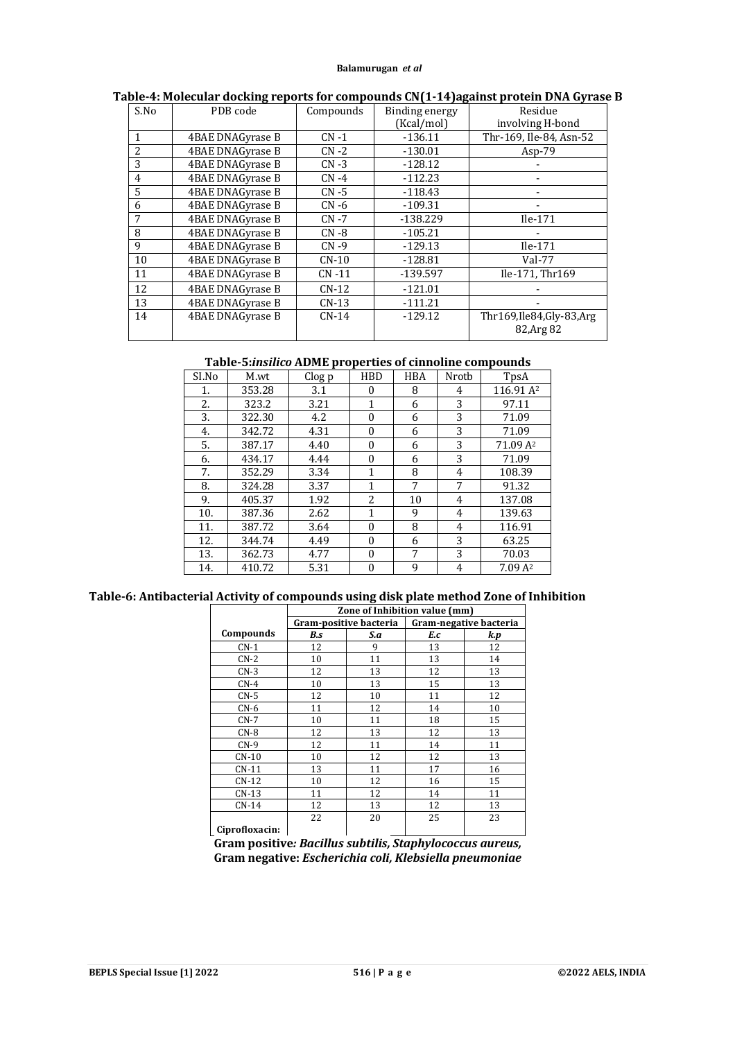**Table-4: Molecular docking reports for compounds CN(1-14)against protein DNA Gyrase B**

| S.No | PDB code | Compounds | Binding energy (Kcal/mol) | Residue involving H-bond |
|---|---|---|---|---|
| 1 | 4BAE DNAGyrase B | CN -1 | -136.11 | Thr-169, Ile-84, Asn-52 |
| 2 | 4BAE DNAGyrase B | CN -2 | -130.01 | Asp-79 |
| 3 | 4BAE DNAGyrase B | CN -3 | -128.12 | - |
| 4 | 4BAE DNAGyrase B | CN -4 | -112.23 | - |
| 5 | 4BAE DNAGyrase B | CN -5 | -118.43 | - |
| 6 | 4BAE DNAGyrase B | CN -6 | -109.31 | - |
| 7 | 4BAE DNAGyrase B | CN -7 | -138.229 | Ile-171 |
| 8 | 4BAE DNAGyrase B | CN -8 | -105.21 | - |
| 9 | 4BAE DNAGyrase B | CN -9 | -129.13 | Ile-171 |
| 10 | 4BAE DNAGyrase B | CN-10 | -128.81 | Val-77 |
| 11 | 4BAE DNAGyrase B | CN -11 | -139.597 | Ile-171, Thr169 |
| 12 | 4BAE DNAGyrase B | CN-12 | -121.01 | - |
| 13 | 4BAE DNAGyrase B | CN-13 | -111.21 | - |
| 14 | 4BAE DNAGyrase B | CN-14 | -129.12 | Thr169,Ile84,Gly-83,Arg 82,Arg 82 |

**Table-5:*insilico* ADME properties of cinnoline compounds**

| Sl.No | M.wt | Clog p | HBD | HBA | Nrotb | TpsA |
|---|---|---|---|---|---|---|
| 1. | 353.28 | 3.1 | 0 | 8 | 4 | 116.91 $A^2$ |
| 2. | 323.2 | 3.21 | 1 | 6 | 3 | 97.11 |
| 3. | 322.30 | 4.2 | 0 | 6 | 3 | 71.09 |
| 4. | 342.72 | 4.31 | 0 | 6 | 3 | 71.09 |
| 5. | 387.17 | 4.40 | 0 | 6 | 3 | 71.09 $A^2$ |
| 6. | 434.17 | 4.44 | 0 | 6 | 3 | 71.09 |
| 7. | 352.29 | 3.34 | 1 | 8 | 4 | 108.39 |
| 8. | 324.28 | 3.37 | 1 | 7 | 7 | 91.32 |
| 9. | 405.37 | 1.92 | 2 | 10 | 4 | 137.08 |
| 10. | 387.36 | 2.62 | 1 | 9 | 4 | 139.63 |
| 11. | 387.72 | 3.64 | 0 | 8 | 4 | 116.91 |
| 12. | 344.74 | 4.49 | 0 | 6 | 3 | 63.25 |
| 13. | 362.73 | 4.77 | 0 | 7 | 3 | 70.03 |
| 14. | 410.72 | 5.31 | 0 | 9 | 4 | 7.09 $A^2$ |

**Table-6: Antibacterial Activity of compounds using disk plate method Zone of Inhibition**

| | Zone of Inhibition value (mm) | | | |
|---|---|---|---|---|
| | Gram-positive bacteria | | Gram-negative bacteria | |
| Compounds | *B.s* | *S.a* | *E.c* | *k.p* |
| CN-1 | 12 | 9 | 13 | 12 |
| CN-2 | 10 | 11 | 13 | 14 |
| CN-3 | 12 | 13 | 12 | 13 |
| CN-4 | 10 | 13 | 15 | 13 |
| CN-5 | 12 | 10 | 11 | 12 |
| CN-6 | 11 | 12 | 14 | 10 |
| CN-7 | 10 | 11 | 18 | 15 |
| CN-8 | 12 | 13 | 12 | 13 |
| CN-9 | 12 | 11 | 14 | 11 |
| CN-10 | 10 | 12 | 12 | 13 |
| CN-11 | 13 | 11 | 17 | 16 |
| CN-12 | 10 | 12 | 16 | 15 |
| CN-13 | 11 | 12 | 14 | 11 |
| CN-14 | 12 | 13 | 12 | 13 |
| Ciprofloxacin: | 22 | 20 | 25 | 23 |

**Gram positive*: Bacillus subtilis, Staphylococcus aureus,***
**Gram negative: *Escherichia coli, Klebsiella pneumoniae***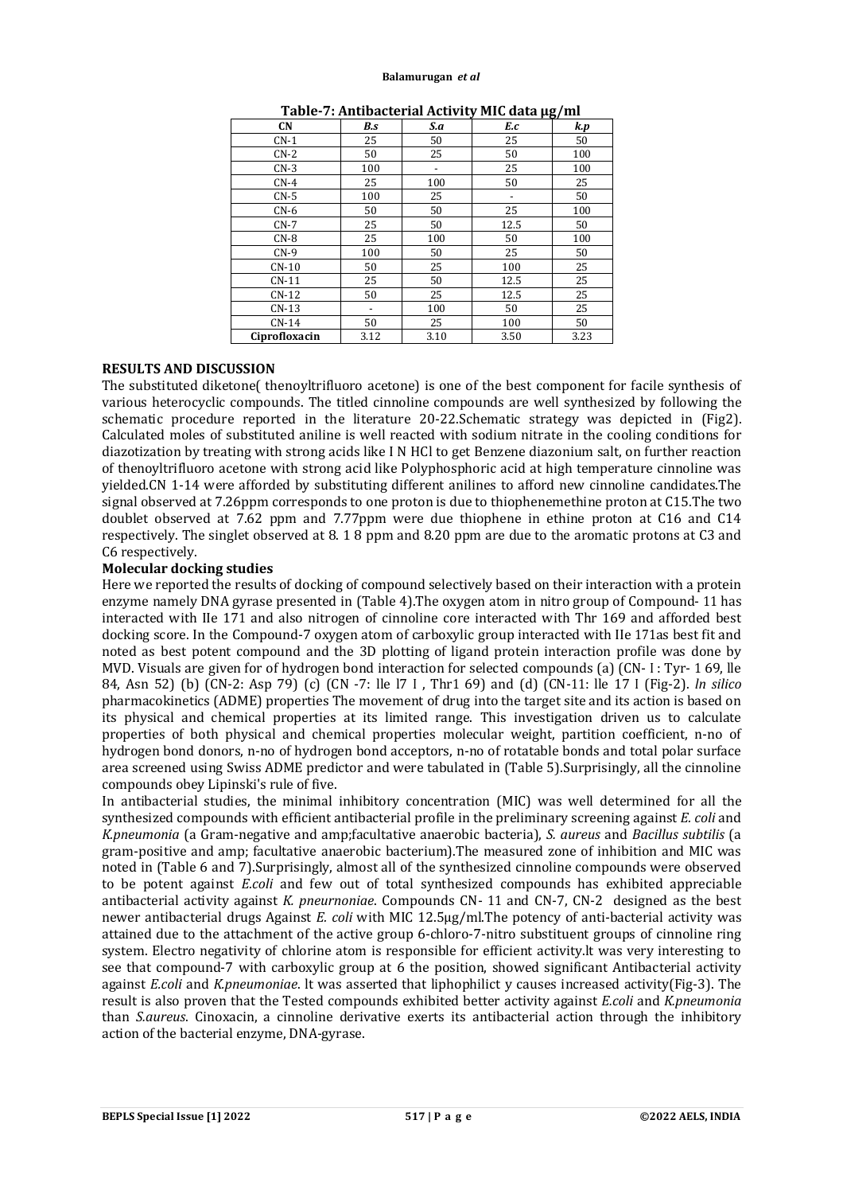**Table-7: Antibacterial Activity MIC data μg/ml**

| CN | *B.s* | *S.a* | *E.c* | *k.p* |
|---|---|---|---|---|
| CN-1 | 25 | 50 | 25 | 50 |
| CN-2 | 50 | 25 | 50 | 100 |
| CN-3 | 100 | - | 25 | 100 |
| CN-4 | 25 | 100 | 50 | 25 |
| CN-5 | 100 | 25 | - | 50 |
| CN-6 | 50 | 50 | 25 | 100 |
| CN-7 | 25 | 50 | 12.5 | 50 |
| CN-8 | 25 | 100 | 50 | 100 |
| CN-9 | 100 | 50 | 25 | 50 |
| CN-10 | 50 | 25 | 100 | 25 |
| CN-11 | 25 | 50 | 12.5 | 25 |
| CN-12 | 50 | 25 | 12.5 | 25 |
| CN-13 | - | 100 | 50 | 25 |
| CN-14 | 50 | 25 | 100 | 50 |
| **Ciprofloxacin** | 3.12 | 3.10 | 3.50 | 3.23 |

## RESULTS AND DISCUSSION

The substituted diketone( thenoyltrifluoro acetone) is one of the best component for facile synthesis of various heterocyclic compounds. The titled cinnoline compounds are well synthesized by following the schematic procedure reported in the literature 20-22.Schematic strategy was depicted in (Fig2). Calculated moles of substituted aniline is well reacted with sodium nitrate in the cooling conditions for diazotization by treating with strong acids like I N HCl to get Benzene diazonium salt, on further reaction of thenoyltrifluoro acetone with strong acid like Polyphosphoric acid at high temperature cinnoline was yielded.CN 1-14 were afforded by substituting different anilines to afford new cinnoline candidates.The signal observed at 7.26ppm corresponds to one proton is due to thiophenemethine proton at C15.The two doublet observed at 7.62 ppm and 7.77ppm were due thiophene in ethine proton at C16 and C14 respectively. The singlet observed at 8. 1 8 ppm and 8.20 ppm are due to the aromatic protons at C3 and C6 respectively.

### Molecular docking studies

Here we reported the results of docking of compound selectively based on their interaction with a protein enzyme namely DNA gyrase presented in (Table 4).The oxygen atom in nitro group of Compound- 11 has interacted with IIe 171 and also nitrogen of cinnoline core interacted with Thr 169 and afforded best docking score. In the Compound-7 oxygen atom of carboxylic group interacted with IIe 171as best fit and noted as best potent compound and the 3D plotting of ligand protein interaction profile was done by MVD. Visuals are given for of hydrogen bond interaction for selected compounds (a) (CN- I : Tyr- 1 69, lle 84, Asn 52) (b) (CN-2: Asp 79) (c) (CN -7: lle l7 I , Thr1 69) and (d) (CN-11: lle 17 I (Fig-2). *ln silico* pharmacokinetics (ADME) properties The movement of drug into the target site and its action is based on its physical and chemical properties at its limited range. This investigation driven us to calculate properties of both physical and chemical properties molecular weight, partition coefficient, n-no of hydrogen bond donors, n-no of hydrogen bond acceptors, n-no of rotatable bonds and total polar surface area screened using Swiss ADME predictor and were tabulated in (Table 5).Surprisingly, all the cinnoline compounds obey Lipinski's rule of five.

In antibacterial studies, the minimal inhibitory concentration (MIC) was well determined for all the synthesized compounds with efficient antibacterial profile in the preliminary screening against *E. coli* and *K.pneumonia* (a Gram-negative and amp;facultative anaerobic bacteria), *S. aureus* and *Bacillus subtilis* (a gram-positive and amp; facultative anaerobic bacterium).The measured zone of inhibition and MIC was noted in (Table 6 and 7).Surprisingly, almost all of the synthesized cinnoline compounds were observed to be potent against *E.coli* and few out of total synthesized compounds has exhibited appreciable antibacterial activity against *K. pneurnoniae*. Compounds CN- 11 and CN-7, CN-2 designed as the best newer antibacterial drugs Against *E. coli* with MIC 12.5μg/ml.The potency of anti-bacterial activity was attained due to the attachment of the active group 6-chloro-7-nitro substituent groups of cinnoline ring system. Electro negativity of chlorine atom is responsible for efficient activity.lt was very interesting to see that compound-7 with carboxylic group at 6 the position, showed significant Antibacterial activity against *E.coli* and *K.pneumoniae*. lt was asserted that liphophilict y causes increased activity(Fig-3). The result is also proven that the Tested compounds exhibited better activity against *E.coli* and *K.pneumonia* than *S.aureus*. Cinoxacin, a cinnoline derivative exerts its antibacterial action through the inhibitory action of the bacterial enzyme, DNA-gyrase.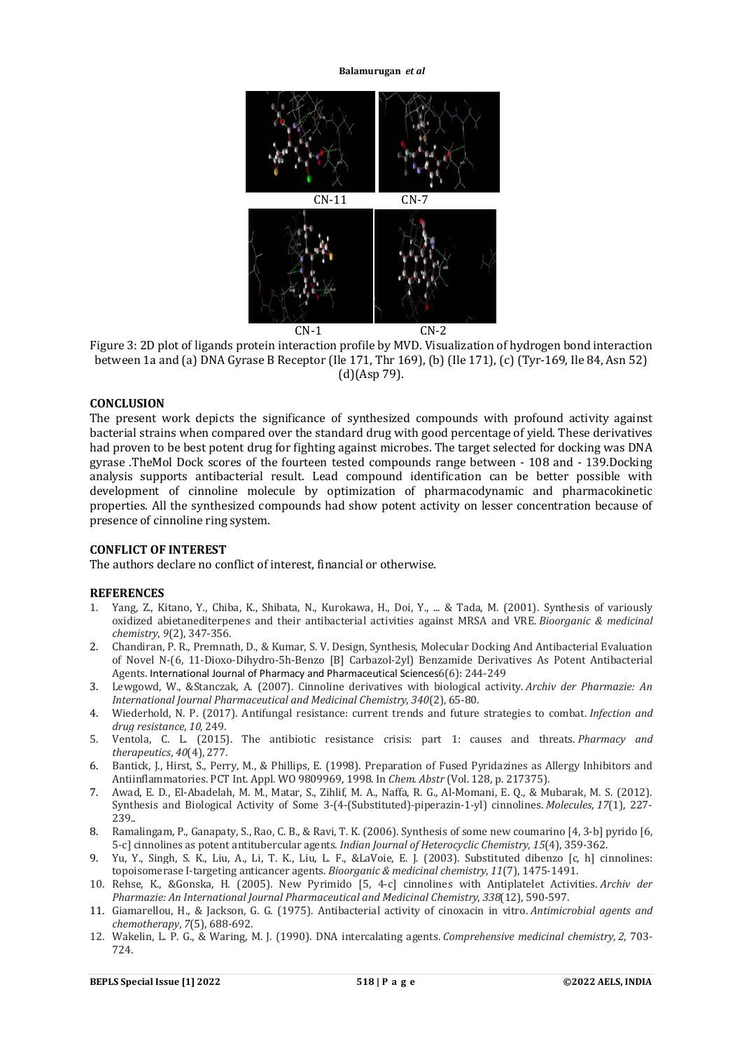CN-11 CN-7

CN-1 CN-2

Figure 3: 2D plot of ligands protein interaction profile by MVD. Visualization of hydrogen bond interaction between 1a and (a) DNA Gyrase B Receptor (Ile 171, Thr 169), (b) (Ile 171), (c) (Tyr-169, Ile 84, Asn 52) (d)(Asp 79).

## CONCLUSION

The present work depicts the significance of synthesized compounds with profound activity against bacterial strains when compared over the standard drug with good percentage of yield. These derivatives had proven to be best potent drug for fighting against microbes. The target selected for docking was DNA gyrase .TheMol Dock scores of the fourteen tested compounds range between - 108 and - 139.Docking analysis supports antibacterial result. Lead compound identification can be better possible with development of cinnoline molecule by optimization of pharmacodynamic and pharmacokinetic properties. All the synthesized compounds had show potent activity on lesser concentration because of presence of cinnoline ring system.

## CONFLICT OF INTEREST

The authors declare no conflict of interest, financial or otherwise.

## REFERENCES

1. Yang, Z., Kitano, Y., Chiba, K., Shibata, N., Kurokawa, H., Doi, Y., ... & Tada, M. (2001). Synthesis of variously oxidized abietanediterpenes and their antibacterial activities against MRSA and VRE. *Bioorganic & medicinal chemistry*, *9*(2), 347-356.
2. Chandiran, P. R., Premnath, D., & Kumar, S. V. Design, Synthesis, Molecular Docking And Antibacterial Evaluation of Novel N-(6, 11-Dioxo-Dihydro-5h-Benzo [B] Carbazol-2yl) Benzamide Derivatives As Potent Antibacterial Agents. International Journal of Pharmacy and Pharmaceutical Sciences6(6): 244-249
3. Lewgowd, W., &Stanczak, A. (2007). Cinnoline derivatives with biological activity. *Archiv der Pharmazie: An International Journal Pharmaceutical and Medicinal Chemistry*, *340*(2), 65-80.
4. Wiederhold, N. P. (2017). Antifungal resistance: current trends and future strategies to combat. *Infection and drug resistance*, *10*, 249.
5. Ventola, C. L. (2015). The antibiotic resistance crisis: part 1: causes and threats. *Pharmacy and therapeutics*, *40*(4), 277.
6. Bantick, J., Hirst, S., Perry, M., & Phillips, E. (1998). Preparation of Fused Pyridazines as Allergy Inhibitors and Antiinflammatories. PCT Int. Appl. WO 9809969, 1998. In *Chem. Abstr* (Vol. 128, p. 217375).
7. Awad, E. D., El-Abadelah, M. M., Matar, S., Zihlif, M. A., Naffa, R. G., Al-Momani, E. Q., & Mubarak, M. S. (2012). Synthesis and Biological Activity of Some 3-(4-(Substituted)-piperazin-1-yl) cinnolines. *Molecules*, *17*(1), 227-239..
8. Ramalingam, P., Ganapaty, S., Rao, C. B., & Ravi, T. K. (2006). Synthesis of some new coumarino [4, 3-b] pyrido [6, 5-c] cinnolines as potent antitubercular agents. *Indian Journal of Heterocyclic Chemistry*, *15*(4), 359-362.
9. Yu, Y., Singh, S. K., Liu, A., Li, T. K., Liu, L. F., &LaVoie, E. J. (2003). Substituted dibenzo [c, h] cinnolines: topoisomerase I-targeting anticancer agents. *Bioorganic & medicinal chemistry*, *11*(7), 1475-1491.
10. Rehse, K., &Gonska, H. (2005). New Pyrimido [5, 4-c] cinnolines with Antiplatelet Activities. *Archiv der Pharmazie: An International Journal Pharmaceutical and Medicinal Chemistry*, *338*(12), 590-597.
11. Giamarellou, H., & Jackson, G. G. (1975). Antibacterial activity of cinoxacin in vitro. *Antimicrobial agents and chemotherapy*, *7*(5), 688-692.
12. Wakelin, L. P. G., & Waring, M. J. (1990). DNA intercalating agents. *Comprehensive medicinal chemistry*, *2*, 703-724.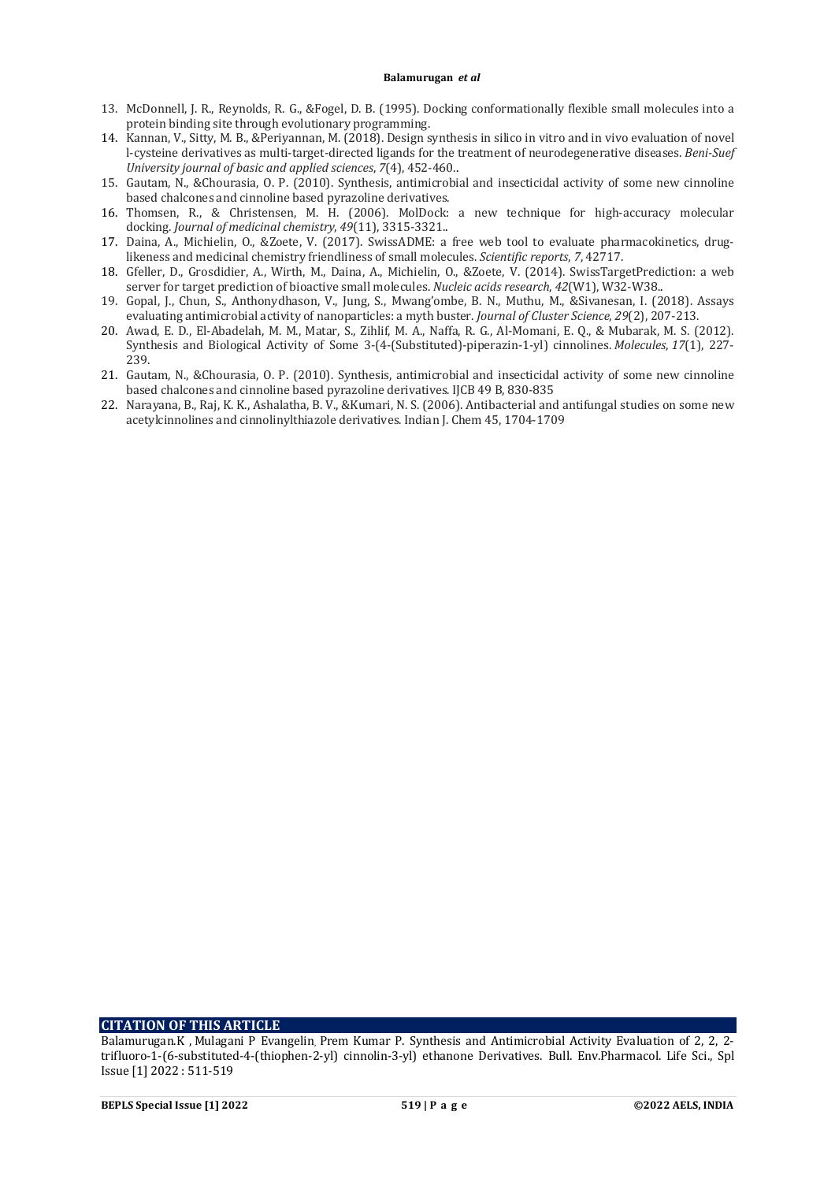13. McDonnell, J. R., Reynolds, R. G., &Fogel, D. B. (1995). Docking conformationally flexible small molecules into a protein binding site through evolutionary programming.
14. Kannan, V., Sitty, M. B., &Periyannan, M. (2018). Design synthesis in silico in vitro and in vivo evaluation of novel l-cysteine derivatives as multi-target-directed ligands for the treatment of neurodegenerative diseases. *Beni-Suef University journal of basic and applied sciences*, *7*(4), 452-460..
15. Gautam, N., &Chourasia, O. P. (2010). Synthesis, antimicrobial and insecticidal activity of some new cinnoline based chalcones and cinnoline based pyrazoline derivatives.
16. Thomsen, R., & Christensen, M. H. (2006). MolDock: a new technique for high-accuracy molecular docking. *Journal of medicinal chemistry*, *49*(11), 3315-3321..
17. Daina, A., Michielin, O., &Zoete, V. (2017). SwissADME: a free web tool to evaluate pharmacokinetics, drug-likeness and medicinal chemistry friendliness of small molecules. *Scientific reports*, *7*, 42717.
18. Gfeller, D., Grosdidier, A., Wirth, M., Daina, A., Michielin, O., &Zoete, V. (2014). SwissTargetPrediction: a web server for target prediction of bioactive small molecules. *Nucleic acids research*, *42*(W1), W32-W38..
19. Gopal, J., Chun, S., Anthonydhason, V., Jung, S., Mwang'ombe, B. N., Muthu, M., &Sivanesan, I. (2018). Assays evaluating antimicrobial activity of nanoparticles: a myth buster. *Journal of Cluster Science*, *29*(2), 207-213.
20. Awad, E. D., El-Abadelah, M. M., Matar, S., Zihlif, M. A., Naffa, R. G., Al-Momani, E. Q., & Mubarak, M. S. (2012). Synthesis and Biological Activity of Some 3-(4-(Substituted)-piperazin-1-yl) cinnolines. *Molecules*, *17*(1), 227-239.
21. Gautam, N., &Chourasia, O. P. (2010). Synthesis, antimicrobial and insecticidal activity of some new cinnoline based chalcones and cinnoline based pyrazoline derivatives. IJCB 49 B, 830-835
22. Narayana, B., Raj, K. K., Ashalatha, B. V., &Kumari, N. S. (2006). Antibacterial and antifungal studies on some new acetylcinnolines and cinnolinylthiazole derivatives. Indian J. Chem 45, 1704-1709

## CITATION OF THIS ARTICLE

Balamurugan.K , Mulagani P Evangelin, Prem Kumar P. Synthesis and Antimicrobial Activity Evaluation of 2, 2, 2-trifluoro-1-(6-substituted-4-(thiophen-2-yl) cinnolin-3-yl) ethanone Derivatives. Bull. Env.Pharmacol. Life Sci., Spl Issue [1] 2022 : 511-519